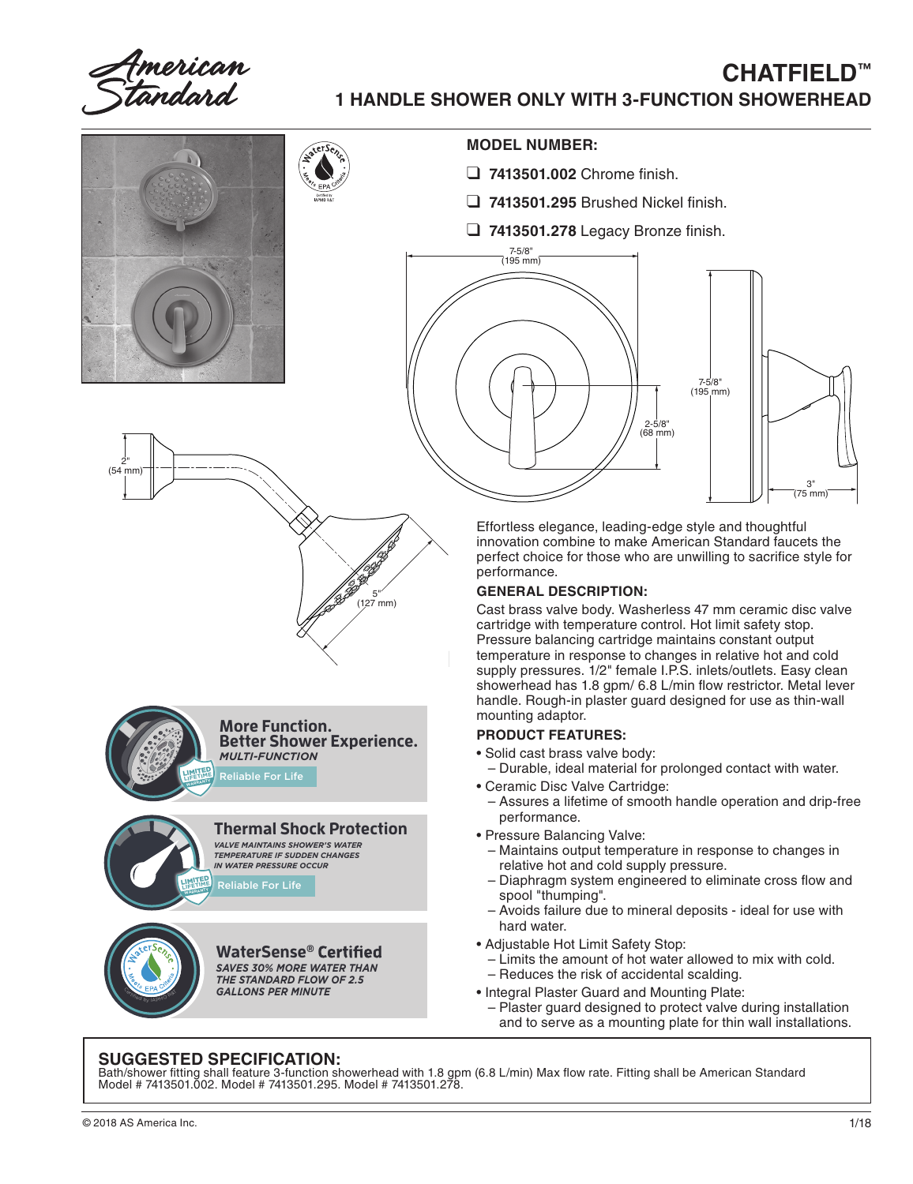# CHATFIELD™

## 1 HANDLE SHOWER ONLY WITH 3-FUNCTION SHOWERHEAD

**MODEL NUMBER:**

- ❑ **7413501.002** Chrome finish.
- ❑ **7413501.295** Brushed Nickel finish.
- ❑ **7413501.278** Legacy Bronze finish.

7-5/8" (195 mm)

7-5/8" (195 mm)

2-5/8" (68 mm)

3" (75 mm)

2" (54 mm)

5" (127 mm)

**More Function. Better Shower Experience.**
*MULTI-FUNCTION*
Reliable For Life

**Thermal Shock Protection**
*VALVE MAINTAINS SHOWER'S WATER TEMPERATURE IF SUDDEN CHANGES IN WATER PRESSURE OCCUR*
Reliable For Life

**WaterSense® Certified**
*SAVES 30% MORE WATER THAN THE STANDARD FLOW OF 2.5 GALLONS PER MINUTE*

Effortless elegance, leading-edge style and thoughtful innovation combine to make American Standard faucets the perfect choice for those who are unwilling to sacrifice style for performance.

**GENERAL DESCRIPTION:**

Cast brass valve body. Washerless 47 mm ceramic disc valve cartridge with temperature control. Hot limit safety stop. Pressure balancing cartridge maintains constant output temperature in response to changes in relative hot and cold supply pressures. 1/2" female I.P.S. inlets/outlets. Easy clean showerhead has 1.8 gpm/ 6.8 L/min flow restrictor. Metal lever handle. Rough-in plaster guard designed for use as thin-wall mounting adaptor.

**PRODUCT FEATURES:**

- Solid cast brass valve body:
  - Durable, ideal material for prolonged contact with water.
- Ceramic Disc Valve Cartridge:
  - Assures a lifetime of smooth handle operation and drip-free performance.
- Pressure Balancing Valve:
  - Maintains output temperature in response to changes in relative hot and cold supply pressure.
  - Diaphragm system engineered to eliminate cross flow and spool "thumping".
  - Avoids failure due to mineral deposits - ideal for use with hard water.
- Adjustable Hot Limit Safety Stop:
  - Limits the amount of hot water allowed to mix with cold.
  - Reduces the risk of accidental scalding.
- Integral Plaster Guard and Mounting Plate:
  - Plaster guard designed to protect valve during installation and to serve as a mounting plate for thin wall installations.

**SUGGESTED SPECIFICATION:**

Bath/shower fitting shall feature 3-function showerhead with 1.8 gpm (6.8 L/min) Max flow rate. Fitting shall be American Standard Model # 7413501.002. Model # 7413501.295. Model # 7413501.278.

© 2018 AS America Inc.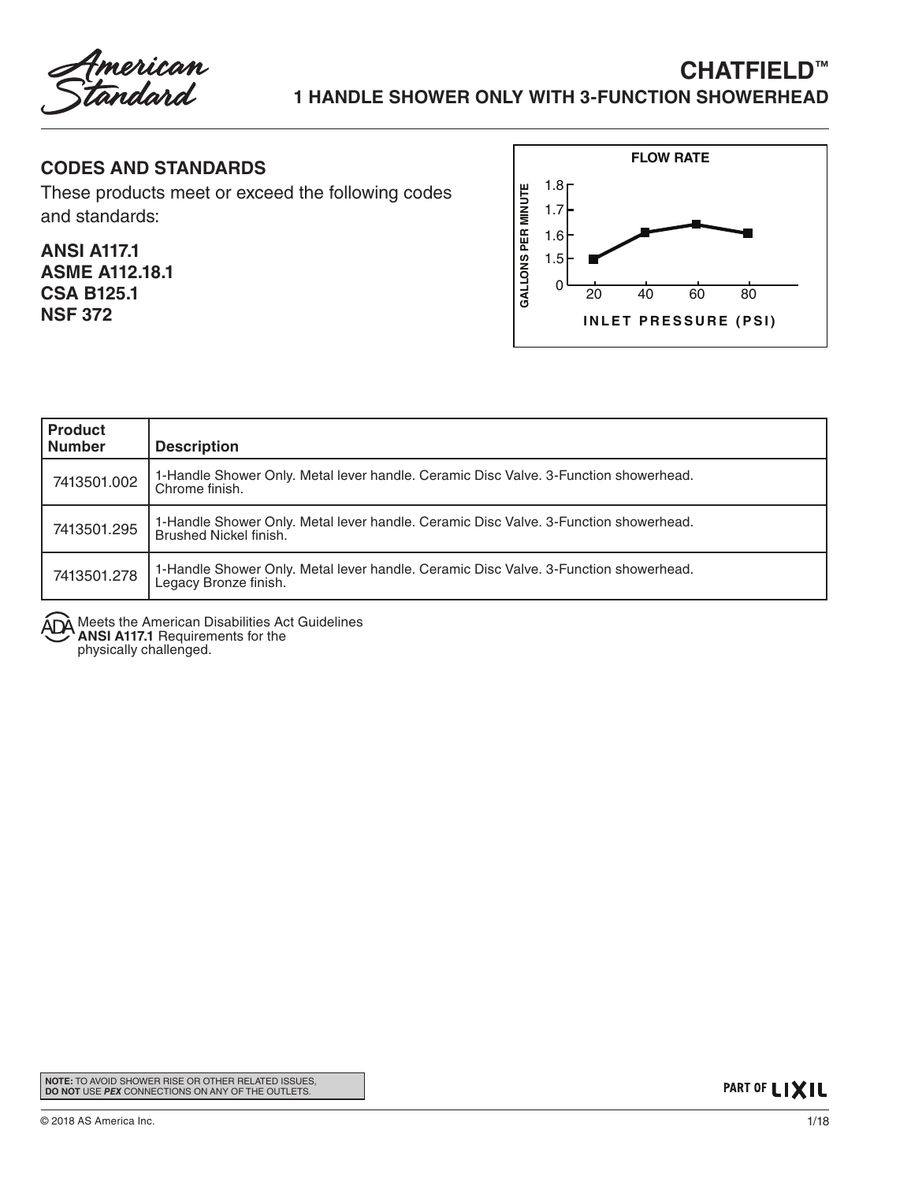# CHATFIELD™

## 1 HANDLE SHOWER ONLY WITH 3-FUNCTION SHOWERHEAD

### CODES AND STANDARDS

These products meet or exceed the following codes and standards:

**ANSI A117.1**
**ASME A112.18.1**
**CSA B125.1**
**NSF 372**

FLOW RATE

GALLONS PER MINUTE

1.8
1.7
1.6
1.5
0

20 40 60 80

INLET PRESSURE (PSI)

| Product Number | Description |
|---|---|
| 7413501.002 | 1-Handle Shower Only. Metal lever handle. Ceramic Disc Valve. 3-Function showerhead. Chrome finish. |
| 7413501.295 | 1-Handle Shower Only. Metal lever handle. Ceramic Disc Valve. 3-Function showerhead. Brushed Nickel finish. |
| 7413501.278 | 1-Handle Shower Only. Metal lever handle. Ceramic Disc Valve. 3-Function showerhead. Legacy Bronze finish. |

ADA Meets the American Disabilities Act Guidelines **ANSI A117.1** Requirements for the physically challenged.

**NOTE:** TO AVOID SHOWER RISE OR OTHER RELATED ISSUES, **DO NOT** USE ***PEX*** CONNECTIONS ON ANY OF THE OUTLETS.

PART OF LIXIL

© 2018 AS America Inc.

1/18